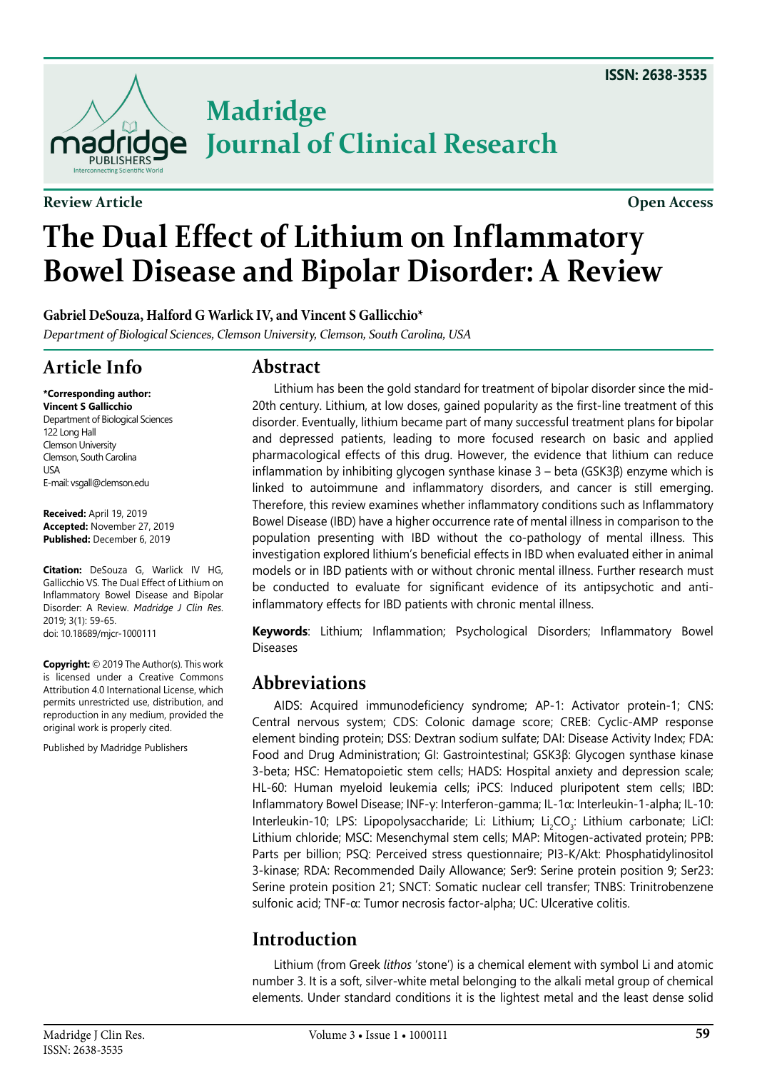ISSN: 2638-3535

# Madridge Journal of Clinical Research

**Review Article** **Open Access**

# The Dual Effect of Lithium on Inflammatory Bowel Disease and Bipolar Disorder: A Review

**Gabriel DeSouza, Halford G Warlick IV, and Vincent S Gallicchio***

*Department of Biological Sciences, Clemson University, Clemson, South Carolina, USA*

## Article Info

**\*Corresponding author:**
**Vincent S Gallicchio**
Department of Biological Sciences
122 Long Hall
Clemson University
Clemson, South Carolina
USA
E-mail: vsgall@clemson.edu

**Received:** April 19, 2019
**Accepted:** November 27, 2019
**Published:** December 6, 2019

**Citation:** DeSouza G, Warlick IV HG, Gallicchio VS. The Dual Effect of Lithium on Inflammatory Bowel Disease and Bipolar Disorder: A Review. *Madridge J Clin Res*. 2019; 3(1): 59-65.
doi: 10.18689/mjcr-1000111

**Copyright:** © 2019 The Author(s). This work is licensed under a Creative Commons Attribution 4.0 International License, which permits unrestricted use, distribution, and reproduction in any medium, provided the original work is properly cited.

Published by Madridge Publishers

## Abstract

Lithium has been the gold standard for treatment of bipolar disorder since the mid-20th century. Lithium, at low doses, gained popularity as the first-line treatment of this disorder. Eventually, lithium became part of many successful treatment plans for bipolar and depressed patients, leading to more focused research on basic and applied pharmacological effects of this drug. However, the evidence that lithium can reduce inflammation by inhibiting glycogen synthase kinase 3 – beta (GSK3β) enzyme which is linked to autoimmune and inflammatory disorders, and cancer is still emerging. Therefore, this review examines whether inflammatory conditions such as Inflammatory Bowel Disease (IBD) have a higher occurrence rate of mental illness in comparison to the population presenting with IBD without the co-pathology of mental illness. This investigation explored lithium's beneficial effects in IBD when evaluated either in animal models or in IBD patients with or without chronic mental illness. Further research must be conducted to evaluate for significant evidence of its antipsychotic and anti-inflammatory effects for IBD patients with chronic mental illness.

**Keywords**: Lithium; Inflammation; Psychological Disorders; Inflammatory Bowel Diseases

## Abbreviations

AIDS: Acquired immunodeficiency syndrome; AP-1: Activator protein-1; CNS: Central nervous system; CDS: Colonic damage score; CREB: Cyclic-AMP response element binding protein; DSS: Dextran sodium sulfate; DAI: Disease Activity Index; FDA: Food and Drug Administration; GI: Gastrointestinal; GSK3β: Glycogen synthase kinase 3-beta; HSC: Hematopoietic stem cells; HADS: Hospital anxiety and depression scale; HL-60: Human myeloid leukemia cells; iPCS: Induced pluripotent stem cells; IBD: Inflammatory Bowel Disease; INF-γ: Interferon-gamma; IL-1α: Interleukin-1-alpha; IL-10: Interleukin-10; LPS: Lipopolysaccharide; Li: Lithium; $Li_2CO_3$: Lithium carbonate; LiCl: Lithium chloride; MSC: Mesenchymal stem cells; MAP: Mitogen-activated protein; PPB: Parts per billion; PSQ: Perceived stress questionnaire; PI3-K/Akt: Phosphatidylinositol 3-kinase; RDA: Recommended Daily Allowance; Ser9: Serine protein position 9; Ser23: Serine protein position 21; SNCT: Somatic nuclear cell transfer; TNBS: Trinitrobenzene sulfonic acid; TNF-α: Tumor necrosis factor-alpha; UC: Ulcerative colitis.

## Introduction

Lithium (from Greek *lithos* 'stone') is a chemical element with symbol Li and atomic number 3. It is a soft, silver-white metal belonging to the alkali metal group of chemical elements. Under standard conditions it is the lightest metal and the least dense solid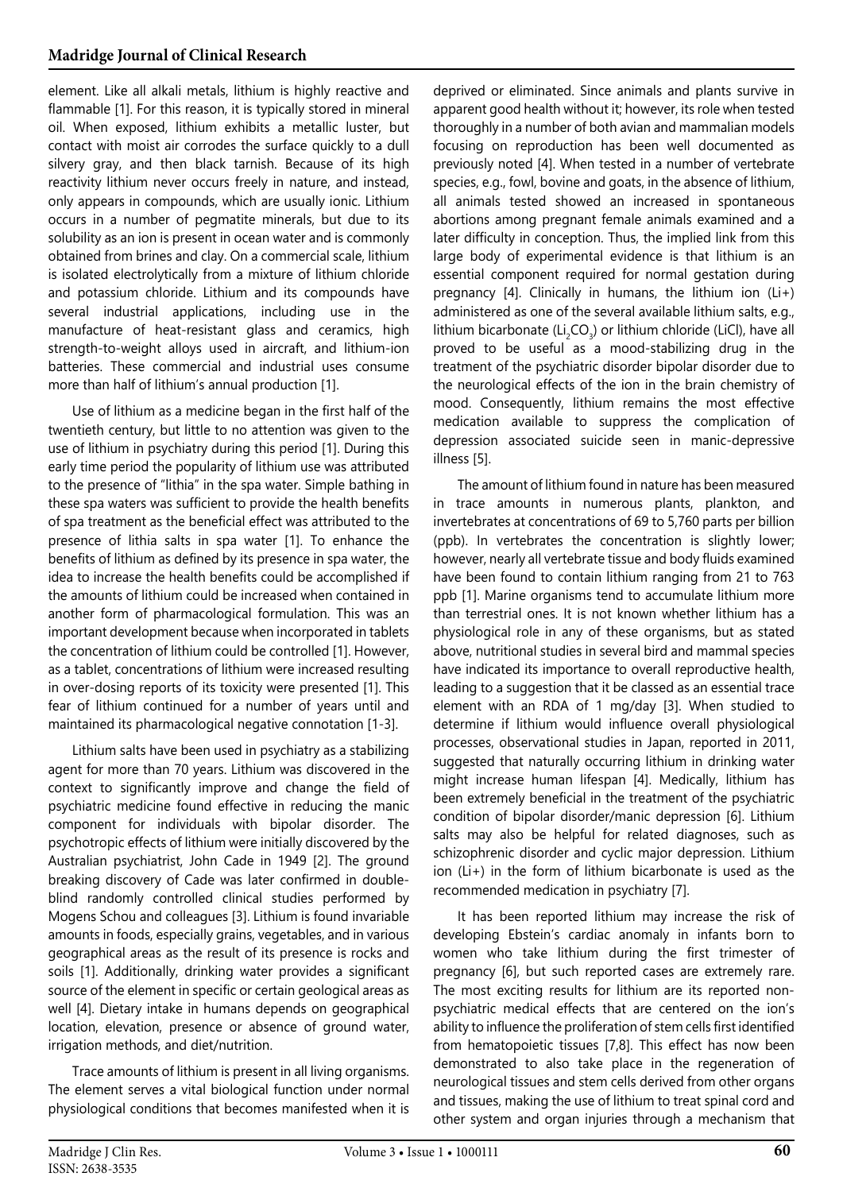element. Like all alkali metals, lithium is highly reactive and flammable [1]. For this reason, it is typically stored in mineral oil. When exposed, lithium exhibits a metallic luster, but contact with moist air corrodes the surface quickly to a dull silvery gray, and then black tarnish. Because of its high reactivity lithium never occurs freely in nature, and instead, only appears in compounds, which are usually ionic. Lithium occurs in a number of pegmatite minerals, but due to its solubility as an ion is present in ocean water and is commonly obtained from brines and clay. On a commercial scale, lithium is isolated electrolytically from a mixture of lithium chloride and potassium chloride. Lithium and its compounds have several industrial applications, including use in the manufacture of heat-resistant glass and ceramics, high strength-to-weight alloys used in aircraft, and lithium-ion batteries. These commercial and industrial uses consume more than half of lithium's annual production [1].

Use of lithium as a medicine began in the first half of the twentieth century, but little to no attention was given to the use of lithium in psychiatry during this period [1]. During this early time period the popularity of lithium use was attributed to the presence of "lithia" in the spa water. Simple bathing in these spa waters was sufficient to provide the health benefits of spa treatment as the beneficial effect was attributed to the presence of lithia salts in spa water [1]. To enhance the benefits of lithium as defined by its presence in spa water, the idea to increase the health benefits could be accomplished if the amounts of lithium could be increased when contained in another form of pharmacological formulation. This was an important development because when incorporated in tablets the concentration of lithium could be controlled [1]. However, as a tablet, concentrations of lithium were increased resulting in over-dosing reports of its toxicity were presented [1]. This fear of lithium continued for a number of years until and maintained its pharmacological negative connotation [1-3].

Lithium salts have been used in psychiatry as a stabilizing agent for more than 70 years. Lithium was discovered in the context to significantly improve and change the field of psychiatric medicine found effective in reducing the manic component for individuals with bipolar disorder. The psychotropic effects of lithium were initially discovered by the Australian psychiatrist, John Cade in 1949 [2]. The ground breaking discovery of Cade was later confirmed in double-blind randomly controlled clinical studies performed by Mogens Schou and colleagues [3]. Lithium is found invariable amounts in foods, especially grains, vegetables, and in various geographical areas as the result of its presence is rocks and soils [1]. Additionally, drinking water provides a significant source of the element in specific or certain geological areas as well [4]. Dietary intake in humans depends on geographical location, elevation, presence or absence of ground water, irrigation methods, and diet/nutrition.

Trace amounts of lithium is present in all living organisms. The element serves a vital biological function under normal physiological conditions that becomes manifested when it is deprived or eliminated. Since animals and plants survive in apparent good health without it; however, its role when tested thoroughly in a number of both avian and mammalian models focusing on reproduction has been well documented as previously noted [4]. When tested in a number of vertebrate species, e.g., fowl, bovine and goats, in the absence of lithium, all animals tested showed an increased in spontaneous abortions among pregnant female animals examined and a later difficulty in conception. Thus, the implied link from this large body of experimental evidence is that lithium is an essential component required for normal gestation during pregnancy [4]. Clinically in humans, the lithium ion ($Li+$) administered as one of the several available lithium salts, e.g., lithium bicarbonate ($Li_2CO_3$) or lithium chloride (LiCl), have all proved to be useful as a mood-stabilizing drug in the treatment of the psychiatric disorder bipolar disorder due to the neurological effects of the ion in the brain chemistry of mood. Consequently, lithium remains the most effective medication available to suppress the complication of depression associated suicide seen in manic-depressive illness [5].

The amount of lithium found in nature has been measured in trace amounts in numerous plants, plankton, and invertebrates at concentrations of 69 to 5,760 parts per billion (ppb). In vertebrates the concentration is slightly lower; however, nearly all vertebrate tissue and body fluids examined have been found to contain lithium ranging from 21 to 763 ppb [1]. Marine organisms tend to accumulate lithium more than terrestrial ones. It is not known whether lithium has a physiological role in any of these organisms, but as stated above, nutritional studies in several bird and mammal species have indicated its importance to overall reproductive health, leading to a suggestion that it be classed as an essential trace element with an RDA of 1 mg/day [3]. When studied to determine if lithium would influence overall physiological processes, observational studies in Japan, reported in 2011, suggested that naturally occurring lithium in drinking water might increase human lifespan [4]. Medically, lithium has been extremely beneficial in the treatment of the psychiatric condition of bipolar disorder/manic depression [6]. Lithium salts may also be helpful for related diagnoses, such as schizophrenic disorder and cyclic major depression. Lithium ion ($Li+$) in the form of lithium bicarbonate is used as the recommended medication in psychiatry [7].

It has been reported lithium may increase the risk of developing Ebstein's cardiac anomaly in infants born to women who take lithium during the first trimester of pregnancy [6], but such reported cases are extremely rare. The most exciting results for lithium are its reported non-psychiatric medical effects that are centered on the ion's ability to influence the proliferation of stem cells first identified from hematopoietic tissues [7,8]. This effect has now been demonstrated to also take place in the regeneration of neurological tissues and stem cells derived from other organs and tissues, making the use of lithium to treat spinal cord and other system and organ injuries through a mechanism that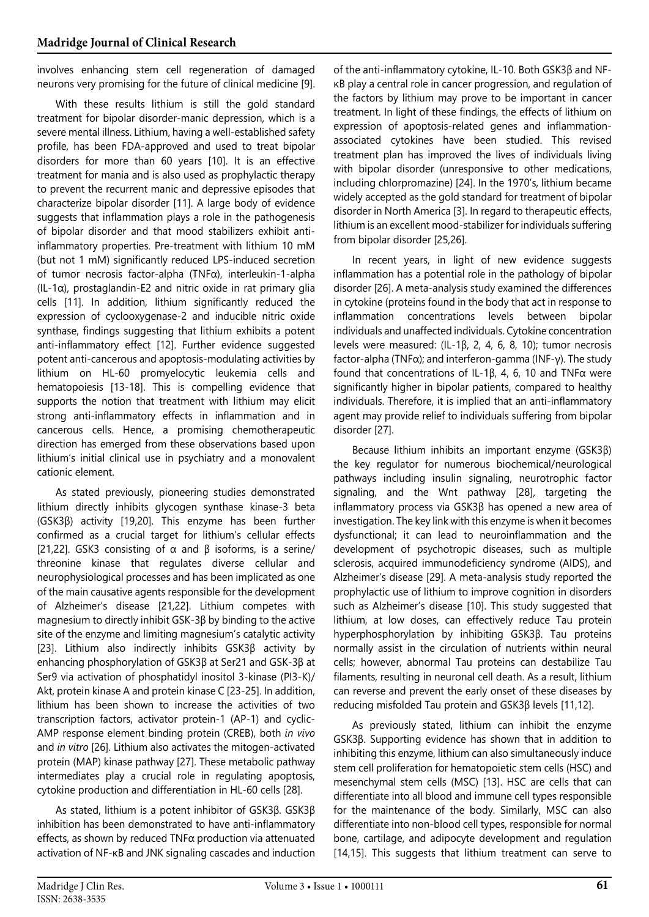involves enhancing stem cell regeneration of damaged neurons very promising for the future of clinical medicine [9].

With these results lithium is still the gold standard treatment for bipolar disorder-manic depression, which is a severe mental illness. Lithium, having a well-established safety profile, has been FDA-approved and used to treat bipolar disorders for more than 60 years [10]. It is an effective treatment for mania and is also used as prophylactic therapy to prevent the recurrent manic and depressive episodes that characterize bipolar disorder [11]. A large body of evidence suggests that inflammation plays a role in the pathogenesis of bipolar disorder and that mood stabilizers exhibit anti-inflammatory properties. Pre-treatment with lithium 10 mM (but not 1 mM) significantly reduced LPS-induced secretion of tumor necrosis factor-alpha (TNFα), interleukin-1-alpha (IL-1α), prostaglandin-E2 and nitric oxide in rat primary glia cells [11]. In addition, lithium significantly reduced the expression of cyclooxygenase-2 and inducible nitric oxide synthase, findings suggesting that lithium exhibits a potent anti-inflammatory effect [12]. Further evidence suggested potent anti-cancerous and apoptosis-modulating activities by lithium on HL-60 promyelocytic leukemia cells and hematopoiesis [13-18]. This is compelling evidence that supports the notion that treatment with lithium may elicit strong anti-inflammatory effects in inflammation and in cancerous cells. Hence, a promising chemotherapeutic direction has emerged from these observations based upon lithium's initial clinical use in psychiatry and a monovalent cationic element.

As stated previously, pioneering studies demonstrated lithium directly inhibits glycogen synthase kinase-3 beta (GSK3β) activity [19,20]. This enzyme has been further confirmed as a crucial target for lithium's cellular effects [21,22]. GSK3 consisting of α and β isoforms, is a serine/threonine kinase that regulates diverse cellular and neurophysiological processes and has been implicated as one of the main causative agents responsible for the development of Alzheimer's disease [21,22]. Lithium competes with magnesium to directly inhibit GSK-3β by binding to the active site of the enzyme and limiting magnesium's catalytic activity [23]. Lithium also indirectly inhibits GSK3β activity by enhancing phosphorylation of GSK3β at Ser21 and GSK-3β at Ser9 via activation of phosphatidyl inositol 3-kinase (PI3-K)/Akt, protein kinase A and protein kinase C [23-25]. In addition, lithium has been shown to increase the activities of two transcription factors, activator protein-1 (AP-1) and cyclic-AMP response element binding protein (CREB), both *in vivo* and *in vitro* [26]. Lithium also activates the mitogen-activated protein (MAP) kinase pathway [27]. These metabolic pathway intermediates play a crucial role in regulating apoptosis, cytokine production and differentiation in HL-60 cells [28].

As stated, lithium is a potent inhibitor of GSK3β. GSK3β inhibition has been demonstrated to have anti-inflammatory effects, as shown by reduced TNFα production via attenuated activation of NF-κB and JNK signaling cascades and induction of the anti-inflammatory cytokine, IL-10. Both GSK3β and NF-κB play a central role in cancer progression, and regulation of the factors by lithium may prove to be important in cancer treatment. In light of these findings, the effects of lithium on expression of apoptosis-related genes and inflammation-associated cytokines have been studied. This revised treatment plan has improved the lives of individuals living with bipolar disorder (unresponsive to other medications, including chlorpromazine) [24]. In the 1970's, lithium became widely accepted as the gold standard for treatment of bipolar disorder in North America [3]. In regard to therapeutic effects, lithium is an excellent mood-stabilizer for individuals suffering from bipolar disorder [25,26].

In recent years, in light of new evidence suggests inflammation has a potential role in the pathology of bipolar disorder [26]. A meta-analysis study examined the differences in cytokine (proteins found in the body that act in response to inflammation concentrations levels between bipolar individuals and unaffected individuals. Cytokine concentration levels were measured: (IL-1β, 2, 4, 6, 8, 10); tumor necrosis factor-alpha (TNFα); and interferon-gamma (INF-γ). The study found that concentrations of IL-1β, 4, 6, 10 and TNFα were significantly higher in bipolar patients, compared to healthy individuals. Therefore, it is implied that an anti-inflammatory agent may provide relief to individuals suffering from bipolar disorder [27].

Because lithium inhibits an important enzyme (GSK3β) the key regulator for numerous biochemical/neurological pathways including insulin signaling, neurotrophic factor signaling, and the Wnt pathway [28], targeting the inflammatory process via GSK3β has opened a new area of investigation. The key link with this enzyme is when it becomes dysfunctional; it can lead to neuroinflammation and the development of psychotropic diseases, such as multiple sclerosis, acquired immunodeficiency syndrome (AIDS), and Alzheimer's disease [29]. A meta-analysis study reported the prophylactic use of lithium to improve cognition in disorders such as Alzheimer's disease [10]. This study suggested that lithium, at low doses, can effectively reduce Tau protein hyperphosphorylation by inhibiting GSK3β. Tau proteins normally assist in the circulation of nutrients within neural cells; however, abnormal Tau proteins can destabilize Tau filaments, resulting in neuronal cell death. As a result, lithium can reverse and prevent the early onset of these diseases by reducing misfolded Tau protein and GSK3β levels [11,12].

As previously stated, lithium can inhibit the enzyme GSK3β. Supporting evidence has shown that in addition to inhibiting this enzyme, lithium can also simultaneously induce stem cell proliferation for hematopoietic stem cells (HSC) and mesenchymal stem cells (MSC) [13]. HSC are cells that can differentiate into all blood and immune cell types responsible for the maintenance of the body. Similarly, MSC can also differentiate into non-blood cell types, responsible for normal bone, cartilage, and adipocyte development and regulation [14,15]. This suggests that lithium treatment can serve to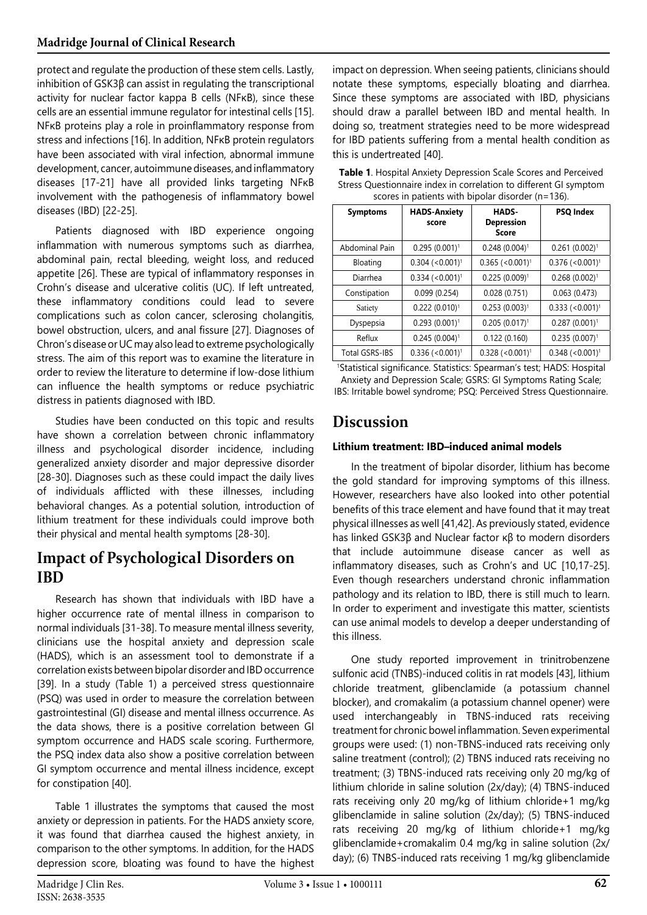protect and regulate the production of these stem cells. Lastly, inhibition of GSK3β can assist in regulating the transcriptional activity for nuclear factor kappa B cells (NFκB), since these cells are an essential immune regulator for intestinal cells [15]. NFκB proteins play a role in proinflammatory response from stress and infections [16]. In addition, NFκB protein regulators have been associated with viral infection, abnormal immune development, cancer, autoimmune diseases, and inflammatory diseases [17-21] have all provided links targeting NFκB involvement with the pathogenesis of inflammatory bowel diseases (IBD) [22-25].

Patients diagnosed with IBD experience ongoing inflammation with numerous symptoms such as diarrhea, abdominal pain, rectal bleeding, weight loss, and reduced appetite [26]. These are typical of inflammatory responses in Crohn's disease and ulcerative colitis (UC). If left untreated, these inflammatory conditions could lead to severe complications such as colon cancer, sclerosing cholangitis, bowel obstruction, ulcers, and anal fissure [27]. Diagnoses of Chron's disease or UC may also lead to extreme psychologically stress. The aim of this report was to examine the literature in order to review the literature to determine if low-dose lithium can influence the health symptoms or reduce psychiatric distress in patients diagnosed with IBD.

Studies have been conducted on this topic and results have shown a correlation between chronic inflammatory illness and psychological disorder incidence, including generalized anxiety disorder and major depressive disorder [28-30]. Diagnoses such as these could impact the daily lives of individuals afflicted with these illnesses, including behavioral changes. As a potential solution, introduction of lithium treatment for these individuals could improve both their physical and mental health symptoms [28-30].

# Impact of Psychological Disorders on IBD

Research has shown that individuals with IBD have a higher occurrence rate of mental illness in comparison to normal individuals [31-38]. To measure mental illness severity, clinicians use the hospital anxiety and depression scale (HADS), which is an assessment tool to demonstrate if a correlation exists between bipolar disorder and IBD occurrence [39]. In a study (Table 1) a perceived stress questionnaire (PSQ) was used in order to measure the correlation between gastrointestinal (GI) disease and mental illness occurrence. As the data shows, there is a positive correlation between GI symptom occurrence and HADS scale scoring. Furthermore, the PSQ index data also show a positive correlation between GI symptom occurrence and mental illness incidence, except for constipation [40].

Table 1 illustrates the symptoms that caused the most anxiety or depression in patients. For the HADS anxiety score, it was found that diarrhea caused the highest anxiety, in comparison to the other symptoms. In addition, for the HADS depression score, bloating was found to have the highest impact on depression. When seeing patients, clinicians should notate these symptoms, especially bloating and diarrhea. Since these symptoms are associated with IBD, physicians should draw a parallel between IBD and mental health. In doing so, treatment strategies need to be more widespread for IBD patients suffering from a mental health condition as this is undertreated [40].

**Table 1**. Hospital Anxiety Depression Scale Scores and Perceived Stress Questionnaire index in correlation to different GI symptom scores in patients with bipolar disorder (n=136).

| Symptoms | HADS-Anxiety score | HADS-Depression Score | PSQ Index |
|---|---|---|---|
| Abdominal Pain | 0.295 (0.001)[1] | 0.248 (0.004)[1] | 0.261 (0.002)[1] |
| Bloating | 0.304 (<0.001)[1] | 0.365 (<0.001)[1] | 0.376 (<0.001)[1] |
| Diarrhea | 0.334 (<0.001)[1] | 0.225 (0.009)[1] | 0.268 (0.002)[1] |
| Constipation | 0.099 (0.254) | 0.028 (0.751) | 0.063 (0.473) |
| Satiety | 0.222 (0.010)[1] | 0.253 (0.003)[1] | 0.333 (<0.001)[1] |
| Dyspepsia | 0.293 (0.001)[1] | 0.205 (0.017)[1] | 0.287 (0.001)[1] |
| Reflux | 0.245 (0.004)[1] | 0.122 (0.160) | 0.235 (0.007)[1] |
| Total GSRS-IBS | 0.336 (<0.001)[1] | 0.328 (<0.001)[1] | 0.348 (<0.001)[1] |

[1]Statistical significance. Statistics: Spearman's test; HADS: Hospital Anxiety and Depression Scale; GSRS: GI Symptoms Rating Scale; IBS: Irritable bowel syndrome; PSQ: Perceived Stress Questionnaire.

# Discussion

### Lithium treatment: IBD–induced animal models

In the treatment of bipolar disorder, lithium has become the gold standard for improving symptoms of this illness. However, researchers have also looked into other potential benefits of this trace element and have found that it may treat physical illnesses as well [41,42]. As previously stated, evidence has linked GSK3β and Nuclear factor κβ to modern disorders that include autoimmune disease cancer as well as inflammatory diseases, such as Crohn's and UC [10,17-25]. Even though researchers understand chronic inflammation pathology and its relation to IBD, there is still much to learn. In order to experiment and investigate this matter, scientists can use animal models to develop a deeper understanding of this illness.

One study reported improvement in trinitrobenzene sulfonic acid (TNBS)-induced colitis in rat models [43], lithium chloride treatment, glibenclamide (a potassium channel blocker), and cromakalim (a potassium channel opener) were used interchangeably in TBNS-induced rats receiving treatment for chronic bowel inflammation. Seven experimental groups were used: (1) non-TBNS-induced rats receiving only saline treatment (control); (2) TBNS induced rats receiving no treatment; (3) TBNS-induced rats receiving only 20 mg/kg of lithium chloride in saline solution (2x/day); (4) TBNS-induced rats receiving only 20 mg/kg of lithium chloride+1 mg/kg glibenclamide in saline solution (2x/day); (5) TBNS-induced rats receiving 20 mg/kg of lithium chloride+1 mg/kg glibenclamide+cromakalim 0.4 mg/kg in saline solution (2x/day); (6) TNBS-induced rats receiving 1 mg/kg glibenclamide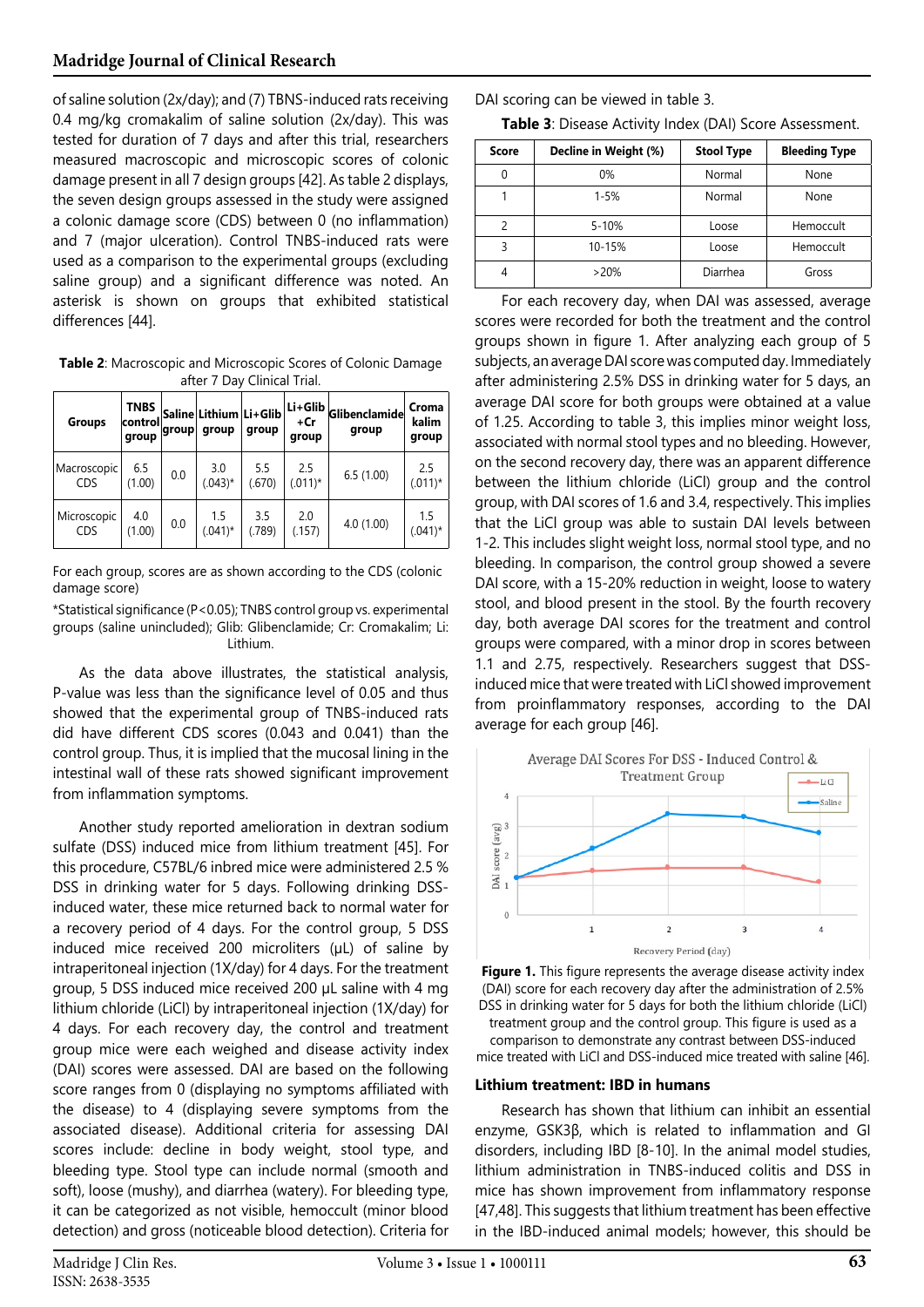of saline solution (2x/day); and (7) TBNS-induced rats receiving 0.4 mg/kg cromakalim of saline solution (2x/day). This was tested for duration of 7 days and after this trial, researchers measured macroscopic and microscopic scores of colonic damage present in all 7 design groups [42]. As table 2 displays, the seven design groups assessed in the study were assigned a colonic damage score (CDS) between 0 (no inflammation) and 7 (major ulceration). Control TNBS-induced rats were used as a comparison to the experimental groups (excluding saline group) and a significant difference was noted. An asterisk is shown on groups that exhibited statistical differences [44].

**Table 2**: Macroscopic and Microscopic Scores of Colonic Damage after 7 Day Clinical Trial.

| Groups | TNBS control group | Saline group | Lithium group | Li+Glib group | Li+Glib +Cr group | Glibenclamide group | Croma kalim group |
|---|---|---|---|---|---|---|---|
| Macroscopic CDS | 6.5 (1.00) | 0.0 | 3.0 (.043)* | 5.5 (.670) | 2.5 (.011)* | 6.5 (1.00) | 2.5 (.011)* |
| Microscopic CDS | 4.0 (1.00) | 0.0 | 1.5 (.041)* | 3.5 (.789) | 2.0 (.157) | 4.0 (1.00) | 1.5 (.041)* |

For each group, scores are as shown according to the CDS (colonic damage score)

*Statistical significance (P<0.05); TNBS control group vs. experimental groups (saline unincluded); Glib: Glibenclamide; Cr: Cromakalim; Li: Lithium.

As the data above illustrates, the statistical analysis, P-value was less than the significance level of 0.05 and thus showed that the experimental group of TNBS-induced rats did have different CDS scores (0.043 and 0.041) than the control group. Thus, it is implied that the mucosal lining in the intestinal wall of these rats showed significant improvement from inflammation symptoms.

Another study reported amelioration in dextran sodium sulfate (DSS) induced mice from lithium treatment [45]. For this procedure, C57BL/6 inbred mice were administered 2.5 % DSS in drinking water for 5 days. Following drinking DSS-induced water, these mice returned back to normal water for a recovery period of 4 days. For the control group, 5 DSS induced mice received 200 microliters (µL) of saline by intraperitoneal injection (1X/day) for 4 days. For the treatment group, 5 DSS induced mice received 200 µL saline with 4 mg lithium chloride (LiCl) by intraperitoneal injection (1X/day) for 4 days. For each recovery day, the control and treatment group mice were each weighed and disease activity index (DAI) scores were assessed. DAI are based on the following score ranges from 0 (displaying no symptoms affiliated with the disease) to 4 (displaying severe symptoms from the associated disease). Additional criteria for assessing DAI scores include: decline in body weight, stool type, and bleeding type. Stool type can include normal (smooth and soft), loose (mushy), and diarrhea (watery). For bleeding type, it can be categorized as not visible, hemoccult (minor blood detection) and gross (noticeable blood detection). Criteria for DAI scoring can be viewed in table 3.

**Table 3**: Disease Activity Index (DAI) Score Assessment.

| Score | Decline in Weight (%) | Stool Type | Bleeding Type |
|---|---|---|---|
| 0 | 0% | Normal | None |
| 1 | 1-5% | Normal | None |
| 2 | 5-10% | Loose | Hemoccult |
| 3 | 10-15% | Loose | Hemoccult |
| 4 | >20% | Diarrhea | Gross |

For each recovery day, when DAI was assessed, average scores were recorded for both the treatment and the control groups shown in figure 1. After analyzing each group of 5 subjects, an average DAI score was computed day. Immediately after administering 2.5% DSS in drinking water for 5 days, an average DAI score for both groups were obtained at a value of 1.25. According to table 3, this implies minor weight loss, associated with normal stool types and no bleeding. However, on the second recovery day, there was an apparent difference between the lithium chloride (LiCl) group and the control group, with DAI scores of 1.6 and 3.4, respectively. This implies that the LiCl group was able to sustain DAI levels between 1-2. This includes slight weight loss, normal stool type, and no bleeding. In comparison, the control group showed a severe DAI score, with a 15-20% reduction in weight, loose to watery stool, and blood present in the stool. By the fourth recovery day, both average DAI scores for the treatment and control groups were compared, with a minor drop in scores between 1.1 and 2.75, respectively. Researchers suggest that DSS-induced mice that were treated with LiCl showed improvement from proinflammatory responses, according to the DAI average for each group [46].

**Figure 1.** This figure represents the average disease activity index (DAI) score for each recovery day after the administration of 2.5% DSS in drinking water for 5 days for both the lithium chloride (LiCl) treatment group and the control group. This figure is used as a comparison to demonstrate any contrast between DSS-induced mice treated with LiCl and DSS-induced mice treated with saline [46].

### Lithium treatment: IBD in humans

Research has shown that lithium can inhibit an essential enzyme, GSK3β, which is related to inflammation and GI disorders, including IBD [8-10]. In the animal model studies, lithium administration in TNBS-induced colitis and DSS in mice has shown improvement from inflammatory response [47,48]. This suggests that lithium treatment has been effective in the IBD-induced animal models; however, this should be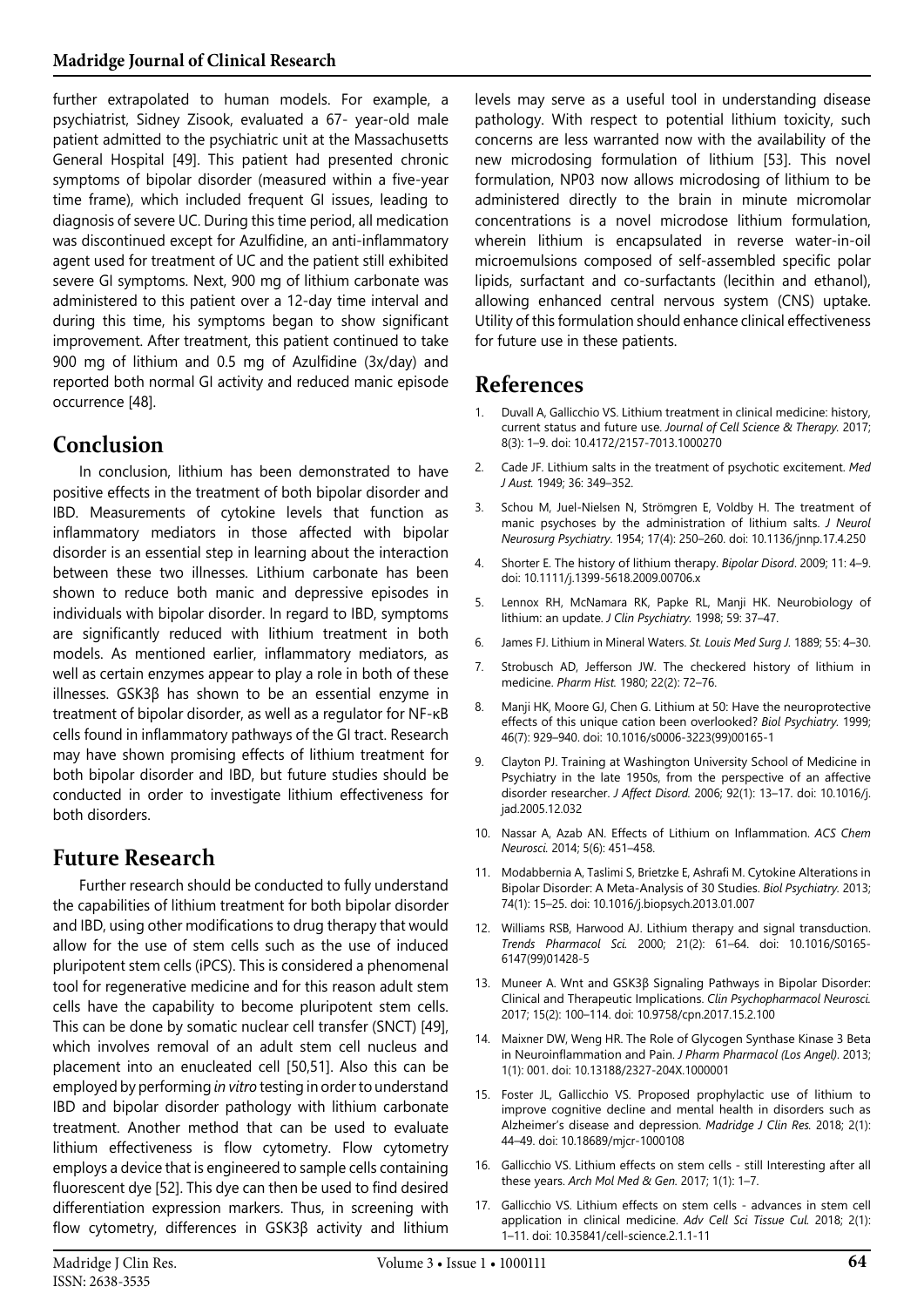further extrapolated to human models. For example, a psychiatrist, Sidney Zisook, evaluated a 67- year-old male patient admitted to the psychiatric unit at the Massachusetts General Hospital [49]. This patient had presented chronic symptoms of bipolar disorder (measured within a five-year time frame), which included frequent GI issues, leading to diagnosis of severe UC. During this time period, all medication was discontinued except for Azulfidine, an anti-inflammatory agent used for treatment of UC and the patient still exhibited severe GI symptoms. Next, 900 mg of lithium carbonate was administered to this patient over a 12-day time interval and during this time, his symptoms began to show significant improvement. After treatment, this patient continued to take 900 mg of lithium and 0.5 mg of Azulfidine (3x/day) and reported both normal GI activity and reduced manic episode occurrence [48].

## Conclusion

In conclusion, lithium has been demonstrated to have positive effects in the treatment of both bipolar disorder and IBD. Measurements of cytokine levels that function as inflammatory mediators in those affected with bipolar disorder is an essential step in learning about the interaction between these two illnesses. Lithium carbonate has been shown to reduce both manic and depressive episodes in individuals with bipolar disorder. In regard to IBD, symptoms are significantly reduced with lithium treatment in both models. As mentioned earlier, inflammatory mediators, as well as certain enzymes appear to play a role in both of these illnesses. GSK3β has shown to be an essential enzyme in treatment of bipolar disorder, as well as a regulator for NF-κB cells found in inflammatory pathways of the GI tract. Research may have shown promising effects of lithium treatment for both bipolar disorder and IBD, but future studies should be conducted in order to investigate lithium effectiveness for both disorders.

## Future Research

Further research should be conducted to fully understand the capabilities of lithium treatment for both bipolar disorder and IBD, using other modifications to drug therapy that would allow for the use of stem cells such as the use of induced pluripotent stem cells (iPCS). This is considered a phenomenal tool for regenerative medicine and for this reason adult stem cells have the capability to become pluripotent stem cells. This can be done by somatic nuclear cell transfer (SNCT) [49], which involves removal of an adult stem cell nucleus and placement into an enucleated cell [50,51]. Also this can be employed by performing *in vitro* testing in order to understand IBD and bipolar disorder pathology with lithium carbonate treatment. Another method that can be used to evaluate lithium effectiveness is flow cytometry. Flow cytometry employs a device that is engineered to sample cells containing fluorescent dye [52]. This dye can then be used to find desired differentiation expression markers. Thus, in screening with flow cytometry, differences in GSK3β activity and lithium levels may serve as a useful tool in understanding disease pathology. With respect to potential lithium toxicity, such concerns are less warranted now with the availability of the new microdosing formulation of lithium [53]. This novel formulation, NP03 now allows microdosing of lithium to be administered directly to the brain in minute micromolar concentrations is a novel microdose lithium formulation, wherein lithium is encapsulated in reverse water-in-oil microemulsions composed of self-assembled specific polar lipids, surfactant and co-surfactants (lecithin and ethanol), allowing enhanced central nervous system (CNS) uptake. Utility of this formulation should enhance clinical effectiveness for future use in these patients.

## References

1. Duvall A, Gallicchio VS. Lithium treatment in clinical medicine: history, current status and future use. *Journal of Cell Science & Therapy.* 2017; 8(3): 1–9. doi: 10.4172/2157-7013.1000270
2. Cade JF. Lithium salts in the treatment of psychotic excitement. *Med J Aust.* 1949; 36: 349–352.
3. Schou M, Juel-Nielsen N, Strömgren E, Voldby H. The treatment of manic psychoses by the administration of lithium salts. *J Neurol Neurosurg Psychiatry*. 1954; 17(4): 250–260. doi: 10.1136/jnnp.17.4.250
4. Shorter E. The history of lithium therapy. *Bipolar Disord*. 2009; 11: 4–9. doi: 10.1111/j.1399-5618.2009.00706.x
5. Lennox RH, McNamara RK, Papke RL, Manji HK. Neurobiology of lithium: an update. *J Clin Psychiatry.* 1998; 59: 37–47.
6. James FJ. Lithium in Mineral Waters. *St. Louis Med Surg J.* 1889; 55: 4–30.
7. Strobusch AD, Jefferson JW. The checkered history of lithium in medicine. *Pharm Hist.* 1980; 22(2): 72–76.
8. Manji HK, Moore GJ, Chen G. Lithium at 50: Have the neuroprotective effects of this unique cation been overlooked? *Biol Psychiatry.* 1999; 46(7): 929–940. doi: 10.1016/s0006-3223(99)00165-1
9. Clayton PJ. Training at Washington University School of Medicine in Psychiatry in the late 1950s, from the perspective of an affective disorder researcher. *J Affect Disord.* 2006; 92(1): 13–17. doi: 10.1016/j.jad.2005.12.032
10. Nassar A, Azab AN. Effects of Lithium on Inflammation. *ACS Chem Neurosci.* 2014; 5(6): 451–458.
11. Modabbernia A, Taslimi S, Brietzke E, Ashrafi M. Cytokine Alterations in Bipolar Disorder: A Meta-Analysis of 30 Studies. *Biol Psychiatry.* 2013; 74(1): 15–25. doi: 10.1016/j.biopsych.2013.01.007
12. Williams RSB, Harwood AJ. Lithium therapy and signal transduction. *Trends Pharmacol Sci.* 2000; 21(2): 61–64. doi: 10.1016/S0165-6147(99)01428-5
13. Muneer A. Wnt and GSK3β Signaling Pathways in Bipolar Disorder: Clinical and Therapeutic Implications. *Clin Psychopharmacol Neurosci.* 2017; 15(2): 100–114. doi: 10.9758/cpn.2017.15.2.100
14. Maixner DW, Weng HR. The Role of Glycogen Synthase Kinase 3 Beta in Neuroinflammation and Pain. *J Pharm Pharmacol (Los Angel)*. 2013; 1(1): 001. doi: 10.13188/2327-204X.1000001
15. Foster JL, Gallicchio VS. Proposed prophylactic use of lithium to improve cognitive decline and mental health in disorders such as Alzheimer's disease and depression. *Madridge J Clin Res.* 2018; 2(1): 44–49. doi: 10.18689/mjcr-1000108
16. Gallicchio VS. Lithium effects on stem cells - still Interesting after all these years. *Arch Mol Med & Gen.* 2017; 1(1): 1–7.
17. Gallicchio VS. Lithium effects on stem cells - advances in stem cell application in clinical medicine. *Adv Cell Sci Tissue Cul.* 2018; 2(1): 1–11. doi: 10.35841/cell-science.2.1.1-11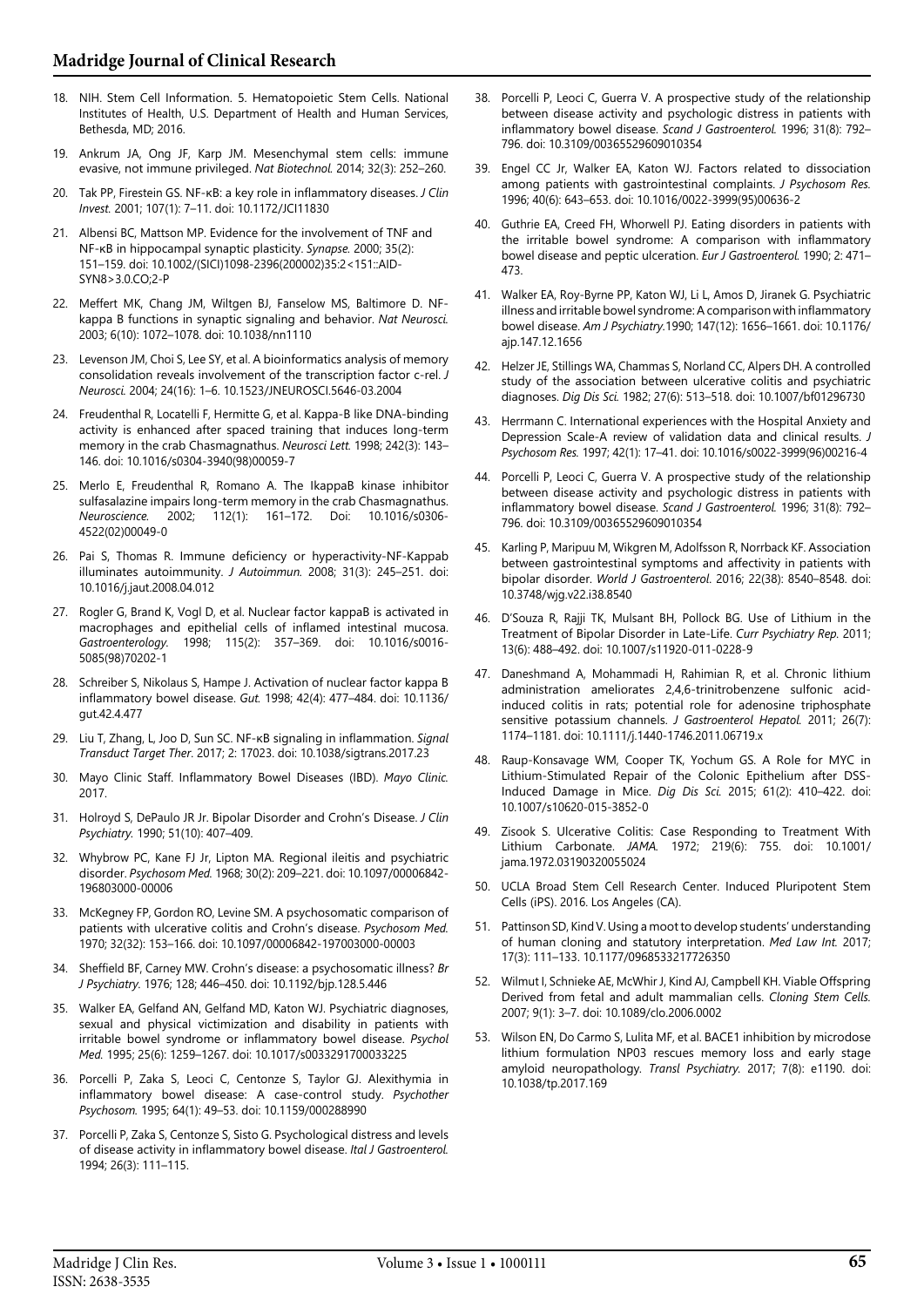18. NIH. Stem Cell Information. 5. Hematopoietic Stem Cells. National Institutes of Health, U.S. Department of Health and Human Services, Bethesda, MD; 2016.
19. Ankrum JA, Ong JF, Karp JM. Mesenchymal stem cells: immune evasive, not immune privileged. *Nat Biotechnol.* 2014; 32(3): 252–260.
20. Tak PP, Firestein GS. NF-κB: a key role in inflammatory diseases. *J Clin Invest.* 2001; 107(1): 7–11. doi: 10.1172/JCI11830
21. Albensi BC, Mattson MP. Evidence for the involvement of TNF and NF-κB in hippocampal synaptic plasticity. *Synapse.* 2000; 35(2): 151–159. doi: 10.1002/(SICI)1098-2396(200002)35:2<151::AID-SYN8>3.0.CO;2-P
22. Meffert MK, Chang JM, Wiltgen BJ, Fanselow MS, Baltimore D. NF-kappa B functions in synaptic signaling and behavior. *Nat Neurosci.* 2003; 6(10): 1072–1078. doi: 10.1038/nn1110
23. Levenson JM, Choi S, Lee SY, et al. A bioinformatics analysis of memory consolidation reveals involvement of the transcription factor c-rel. *J Neurosci.* 2004; 24(16): 1–6. 10.1523/JNEUROSCI.5646-03.2004
24. Freudenthal R, Locatelli F, Hermitte G, et al. Kappa-B like DNA-binding activity is enhanced after spaced training that induces long-term memory in the crab Chasmagnathus. *Neurosci Lett.* 1998; 242(3): 143–146. doi: 10.1016/s0304-3940(98)00059-7
25. Merlo E, Freudenthal R, Romano A. The IkappaB kinase inhibitor sulfasalazine impairs long-term memory in the crab Chasmagnathus. *Neuroscience.* 2002; 112(1): 161–172. Doi: 10.1016/s0306-4522(02)00049-0
26. Pai S, Thomas R. Immune deficiency or hyperactivity-NF-Kappab illuminates autoimmunity. *J Autoimmun.* 2008; 31(3): 245–251. doi: 10.1016/j.jaut.2008.04.012
27. Rogler G, Brand K, Vogl D, et al. Nuclear factor kappaB is activated in macrophages and epithelial cells of inflamed intestinal mucosa. *Gastroenterology.* 1998; 115(2): 357–369. doi: 10.1016/s0016-5085(98)70202-1
28. Schreiber S, Nikolaus S, Hampe J. Activation of nuclear factor kappa B inflammatory bowel disease. *Gut.* 1998; 42(4): 477–484. doi: 10.1136/gut.42.4.477
29. Liu T, Zhang L, Joo D, Sun SC. NF-κB signaling in inflammation. *Signal Transduct Target Ther*. 2017; 2: 17023. doi: 10.1038/sigtrans.2017.23
30. Mayo Clinic Staff. Inflammatory Bowel Diseases (IBD). *Mayo Clinic.* 2017.
31. Holroyd S, DePaulo JR Jr. Bipolar Disorder and Crohn's Disease. *J Clin Psychiatry.* 1990; 51(10): 407–409.
32. Whybrow PC, Kane FJ Jr, Lipton MA. Regional ileitis and psychiatric disorder. *Psychosom Med.* 1968; 30(2): 209–221. doi: 10.1097/00006842-196803000-00006
33. McKegney FP, Gordon RO, Levine SM. A psychosomatic comparison of patients with ulcerative colitis and Crohn's disease. *Psychosom Med.* 1970; 32(32): 153–166. doi: 10.1097/00006842-197003000-00003
34. Sheffield BF, Carney MW. Crohn's disease: a psychosomatic illness? *Br J Psychiatry*. 1976; 128; 446–450. doi: 10.1192/bjp.128.5.446
35. Walker EA, Gelfand AN, Gelfand MD, Katon WJ. Psychiatric diagnoses, sexual and physical victimization and disability in patients with irritable bowel syndrome or inflammatory bowel disease. *Psychol Med.* 1995; 25(6): 1259–1267. doi: 10.1017/s0033291700033225
36. Porcelli P, Zaka S, Leoci C, Centonze S, Taylor GJ. Alexithymia in inflammatory bowel disease: A case-control study. *Psychother Psychosom.* 1995; 64(1): 49–53. doi: 10.1159/000288990
37. Porcelli P, Zaka S, Centonze S, Sisto G. Psychological distress and levels of disease activity in inflammatory bowel disease. *Ital J Gastroenterol.* 1994; 26(3): 111–115.
38. Porcelli P, Leoci C, Guerra V. A prospective study of the relationship between disease activity and psychologic distress in patients with inflammatory bowel disease. *Scand J Gastroenterol.* 1996; 31(8): 792–796. doi: 10.3109/00365529609010354
39. Engel CC Jr, Walker EA, Katon WJ. Factors related to dissociation among patients with gastrointestinal complaints. *J Psychosom Res.* 1996; 40(6): 643–653. doi: 10.1016/0022-3999(95)00636-2
40. Guthrie EA, Creed FH, Whorwell PJ. Eating disorders in patients with the irritable bowel syndrome: A comparison with inflammatory bowel disease and peptic ulceration. *Eur J Gastroenterol.* 1990; 2: 471–473.
41. Walker EA, Roy-Byrne PP, Katon WJ, Li L, Amos D, Jiranek G. Psychiatric illness and irritable bowel syndrome: A comparison with inflammatory bowel disease. *Am J Psychiatry.*1990; 147(12): 1656–1661. doi: 10.1176/ajp.147.12.1656
42. Helzer JE, Stillings WA, Chammas S, Norland CC, Alpers DH. A controlled study of the association between ulcerative colitis and psychiatric diagnoses. *Dig Dis Sci.* 1982; 27(6): 513–518. doi: 10.1007/bf01296730
43. Herrmann C. International experiences with the Hospital Anxiety and Depression Scale-A review of validation data and clinical results. *J Psychosom Res.* 1997; 42(1): 17–41. doi: 10.1016/s0022-3999(96)00216-4
44. Porcelli P, Leoci C, Guerra V. A prospective study of the relationship between disease activity and psychologic distress in patients with inflammatory bowel disease. *Scand J Gastroenterol.* 1996; 31(8): 792–796. doi: 10.3109/00365529609010354
45. Karling P, Maripuu M, Wikgren M, Adolfsson R, Norrback KF. Association between gastrointestinal symptoms and affectivity in patients with bipolar disorder. *World J Gastroenterol*. 2016; 22(38): 8540–8548. doi: 10.3748/wjg.v22.i38.8540
46. D'Souza R, Rajji TK, Mulsant BH, Pollock BG. Use of Lithium in the Treatment of Bipolar Disorder in Late-Life. *Curr Psychiatry Rep.* 2011; 13(6): 488–492. doi: 10.1007/s11920-011-0228-9
47. Daneshmand A, Mohammadi H, Rahimian R, et al. Chronic lithium administration ameliorates 2,4,6-trinitrobenzene sulfonic acid-induced colitis in rats; potential role for adenosine triphosphate sensitive potassium channels. *J Gastroenterol Hepatol.* 2011; 26(7): 1174–1181. doi: 10.1111/j.1440-1746.2011.06719.x
48. Raup-Konsavage WM, Cooper TK, Yochum GS. A Role for MYC in Lithium-Stimulated Repair of the Colonic Epithelium after DSS-Induced Damage in Mice. *Dig Dis Sci.* 2015; 61(2): 410–422. doi: 10.1007/s10620-015-3852-0
49. Zisook S. Ulcerative Colitis: Case Responding to Treatment With Lithium Carbonate. *JAMA.* 1972; 219(6): 755. doi: 10.1001/jama.1972.03190320055024
50. UCLA Broad Stem Cell Research Center. Induced Pluripotent Stem Cells (iPS). 2016. Los Angeles (CA).
51. Pattinson SD, Kind V. Using a moot to develop students' understanding of human cloning and statutory interpretation. *Med Law Int.* 2017; 17(3): 111–133. 10.1177/0968533217726350
52. Wilmut I, Schnieke AE, McWhir J, Kind AJ, Campbell KH. Viable Offspring Derived from fetal and adult mammalian cells. *Cloning Stem Cells.* 2007; 9(1): 3–7. doi: 10.1089/clo.2006.0002
53. Wilson EN, Do Carmo S, Lulita MF, et al. BACE1 inhibition by microdose lithium formulation NP03 rescues memory loss and early stage amyloid neuropathology. *Transl Psychiatry.* 2017; 7(8): e1190. doi: 10.1038/tp.2017.169